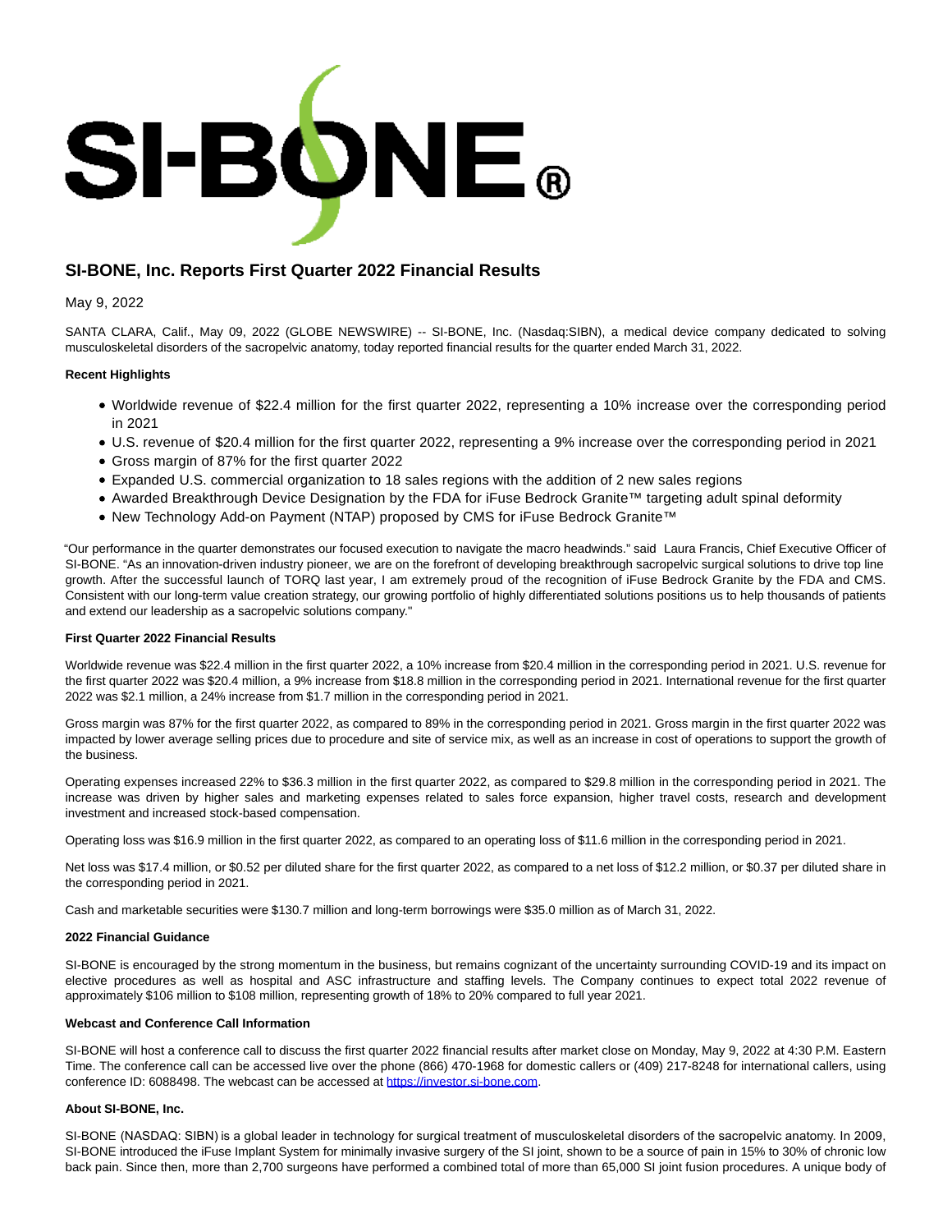# SI-BONE, Inc. Reports First Quarter 2022 Financial Results

May 9, 2022

SANTA CLARA, Calif., May 09, 2022 (GLOBE NEWSWIRE) -- SI-BONE, Inc. (Nasdaq:SIBN), a medical device company dedicated to solving musculoskeletal disorders of the sacropelvic anatomy, today reported financial results for the quarter ended March 31, 2022.

**Recent Highlights**

- Worldwide revenue of $22.4 million for the first quarter 2022, representing a 10% increase over the corresponding period in 2021
- U.S. revenue of $20.4 million for the first quarter 2022, representing a 9% increase over the corresponding period in 2021
- Gross margin of 87% for the first quarter 2022
- Expanded U.S. commercial organization to 18 sales regions with the addition of 2 new sales regions
- Awarded Breakthrough Device Designation by the FDA for iFuse Bedrock Granite™ targeting adult spinal deformity
- New Technology Add-on Payment (NTAP) proposed by CMS for iFuse Bedrock Granite™

"Our performance in the quarter demonstrates our focused execution to navigate the macro headwinds." said Laura Francis, Chief Executive Officer of SI-BONE. "As an innovation-driven industry pioneer, we are on the forefront of developing breakthrough sacropelvic surgical solutions to drive top line growth. After the successful launch of TORQ last year, I am extremely proud of the recognition of iFuse Bedrock Granite by the FDA and CMS. Consistent with our long-term value creation strategy, our growing portfolio of highly differentiated solutions positions us to help thousands of patients and extend our leadership as a sacropelvic solutions company."

**First Quarter 2022 Financial Results**

Worldwide revenue was $22.4 million in the first quarter 2022, a 10% increase from $20.4 million in the corresponding period in 2021. U.S. revenue for the first quarter 2022 was $20.4 million, a 9% increase from $18.8 million in the corresponding period in 2021. International revenue for the first quarter 2022 was $2.1 million, a 24% increase from $1.7 million in the corresponding period in 2021.

Gross margin was 87% for the first quarter 2022, as compared to 89% in the corresponding period in 2021. Gross margin in the first quarter 2022 was impacted by lower average selling prices due to procedure and site of service mix, as well as an increase in cost of operations to support the growth of the business.

Operating expenses increased 22% to $36.3 million in the first quarter 2022, as compared to $29.8 million in the corresponding period in 2021. The increase was driven by higher sales and marketing expenses related to sales force expansion, higher travel costs, research and development investment and increased stock-based compensation.

Operating loss was $16.9 million in the first quarter 2022, as compared to an operating loss of $11.6 million in the corresponding period in 2021.

Net loss was $17.4 million, or $0.52 per diluted share for the first quarter 2022, as compared to a net loss of $12.2 million, or $0.37 per diluted share in the corresponding period in 2021.

Cash and marketable securities were $130.7 million and long-term borrowings were $35.0 million as of March 31, 2022.

**2022 Financial Guidance**

SI-BONE is encouraged by the strong momentum in the business, but remains cognizant of the uncertainty surrounding COVID-19 and its impact on elective procedures as well as hospital and ASC infrastructure and staffing levels. The Company continues to expect total 2022 revenue of approximately $106 million to $108 million, representing growth of 18% to 20% compared to full year 2021.

**Webcast and Conference Call Information**

SI-BONE will host a conference call to discuss the first quarter 2022 financial results after market close on Monday, May 9, 2022 at 4:30 P.M. Eastern Time. The conference call can be accessed live over the phone (866) 470-1968 for domestic callers or (409) 217-8248 for international callers, using conference ID: 6088498. The webcast can be accessed at [https://investor.si-bone.com](https://investor.si-bone.com).

**About SI-BONE, Inc.**

SI-BONE (NASDAQ: SIBN) is a global leader in technology for surgical treatment of musculoskeletal disorders of the sacropelvic anatomy. In 2009, SI-BONE introduced the iFuse Implant System for minimally invasive surgery of the SI joint, shown to be a source of pain in 15% to 30% of chronic low back pain. Since then, more than 2,700 surgeons have performed a combined total of more than 65,000 SI joint fusion procedures. A unique body of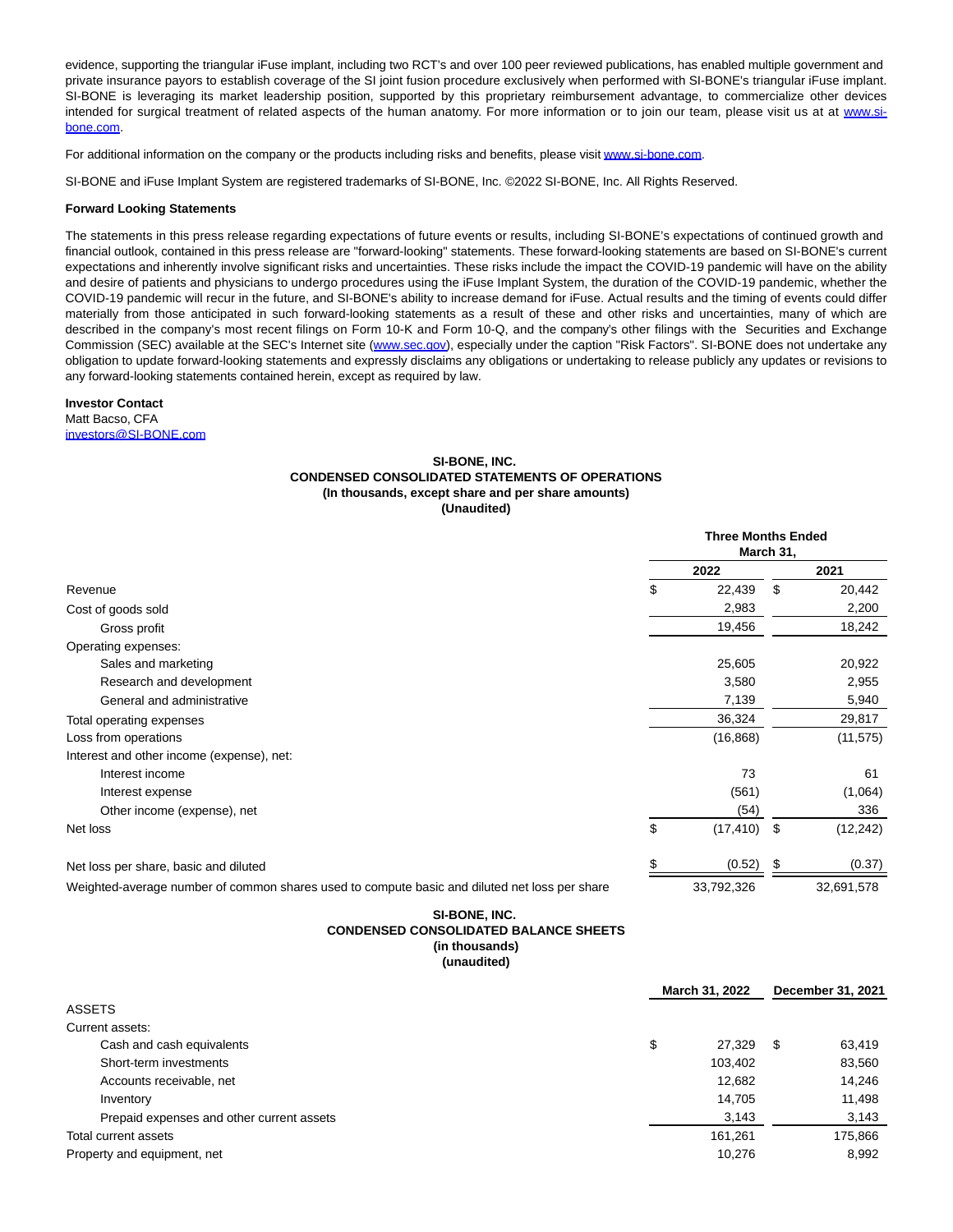evidence, supporting the triangular iFuse implant, including two RCT's and over 100 peer reviewed publications, has enabled multiple government and private insurance payors to establish coverage of the SI joint fusion procedure exclusively when performed with SI-BONE's triangular iFuse implant. SI-BONE is leveraging its market leadership position, supported by this proprietary reimbursement advantage, to commercialize other devices intended for surgical treatment of related aspects of the human anatomy. For more information or to join our team, please visit us at at www.si-bone.com.

For additional information on the company or the products including risks and benefits, please visit www.si-bone.com.

SI-BONE and iFuse Implant System are registered trademarks of SI-BONE, Inc. ©2022 SI-BONE, Inc. All Rights Reserved.

**Forward Looking Statements**

The statements in this press release regarding expectations of future events or results, including SI-BONE's expectations of continued growth and financial outlook, contained in this press release are "forward-looking" statements. These forward-looking statements are based on SI-BONE's current expectations and inherently involve significant risks and uncertainties. These risks include the impact the COVID-19 pandemic will have on the ability and desire of patients and physicians to undergo procedures using the iFuse Implant System, the duration of the COVID-19 pandemic, whether the COVID-19 pandemic will recur in the future, and SI-BONE's ability to increase demand for iFuse. Actual results and the timing of events could differ materially from those anticipated in such forward-looking statements as a result of these and other risks and uncertainties, many of which are described in the company's most recent filings on Form 10-K and Form 10-Q, and the company's other filings with the Securities and Exchange Commission (SEC) available at the SEC's Internet site (www.sec.gov), especially under the caption "Risk Factors". SI-BONE does not undertake any obligation to update forward-looking statements and expressly disclaims any obligations or undertaking to release publicly any updates or revisions to any forward-looking statements contained herein, except as required by law.

**Investor Contact**
Matt Bacso, CFA
investors@SI-BONE.com

**SI-BONE, INC.**
**CONDENSED CONSOLIDATED STATEMENTS OF OPERATIONS**
**(In thousands, except share and per share amounts)**
**(Unaudited)**

| | Three Months Ended March 31, | |
|---|---|---|
| | 2022 | 2021 |
| Revenue | $ 22,439 | $ 20,442 |
| Cost of goods sold | 2,983 | 2,200 |
| Gross profit | 19,456 | 18,242 |
| Operating expenses: | | |
| Sales and marketing | 25,605 | 20,922 |
| Research and development | 3,580 | 2,955 |
| General and administrative | 7,139 | 5,940 |
| Total operating expenses | 36,324 | 29,817 |
| Loss from operations | (16,868) | (11,575) |
| Interest and other income (expense), net: | | |
| Interest income | 73 | 61 |
| Interest expense | (561) | (1,064) |
| Other income (expense), net | (54) | 336 |
| Net loss | $ (17,410) | $ (12,242) |
| Net loss per share, basic and diluted | $ (0.52) | $ (0.37) |
| Weighted-average number of common shares used to compute basic and diluted net loss per share | 33,792,326 | 32,691,578 |

**SI-BONE, INC.**
**CONDENSED CONSOLIDATED BALANCE SHEETS**
**(in thousands)**
**(unaudited)**

| | March 31, 2022 | December 31, 2021 |
|---|---|---|
| ASSETS | | |
| Current assets: | | |
| Cash and cash equivalents | $ 27,329 | $ 63,419 |
| Short-term investments | 103,402 | 83,560 |
| Accounts receivable, net | 12,682 | 14,246 |
| Inventory | 14,705 | 11,498 |
| Prepaid expenses and other current assets | 3,143 | 3,143 |
| Total current assets | 161,261 | 175,866 |
| Property and equipment, net | 10,276 | 8,992 |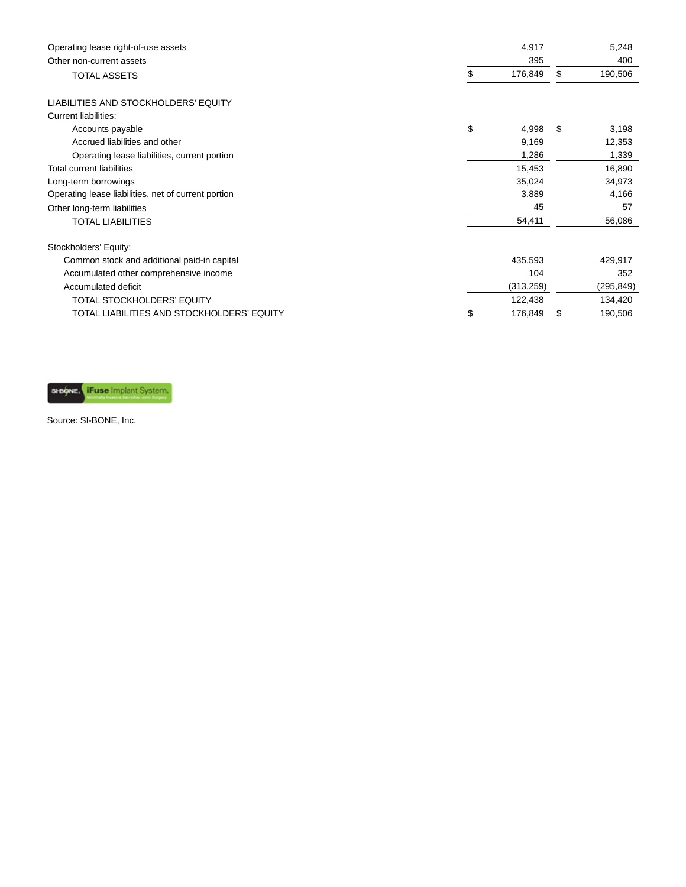| | | |
|---|---|---|
| Operating lease right-of-use assets | 4,917 | 5,248 |
| Other non-current assets | 395 | 400 |
| TOTAL ASSETS | $ 176,849 | $ 190,506 |
| | | |
| LIABILITIES AND STOCKHOLDERS' EQUITY | | |
| Current liabilities: | | |
| Accounts payable | $ 4,998 | $ 3,198 |
| Accrued liabilities and other | 9,169 | 12,353 |
| Operating lease liabilities, current portion | 1,286 | 1,339 |
| Total current liabilities | 15,453 | 16,890 |
| Long-term borrowings | 35,024 | 34,973 |
| Operating lease liabilities, net of current portion | 3,889 | 4,166 |
| Other long-term liabilities | 45 | 57 |
| TOTAL LIABILITIES | 54,411 | 56,086 |
| | | |
| Stockholders' Equity: | | |
| Common stock and additional paid-in capital | 435,593 | 429,917 |
| Accumulated other comprehensive income | 104 | 352 |
| Accumulated deficit | (313,259) | (295,849) |
| TOTAL STOCKHOLDERS' EQUITY | 122,438 | 134,420 |
| TOTAL LIABILITIES AND STOCKHOLDERS' EQUITY | $ 176,849 | $ 190,506 |

SI-BONE iFuse Implant System. Minimally Invasive Sacroiliac Joint Surgery

Source: SI-BONE, Inc.